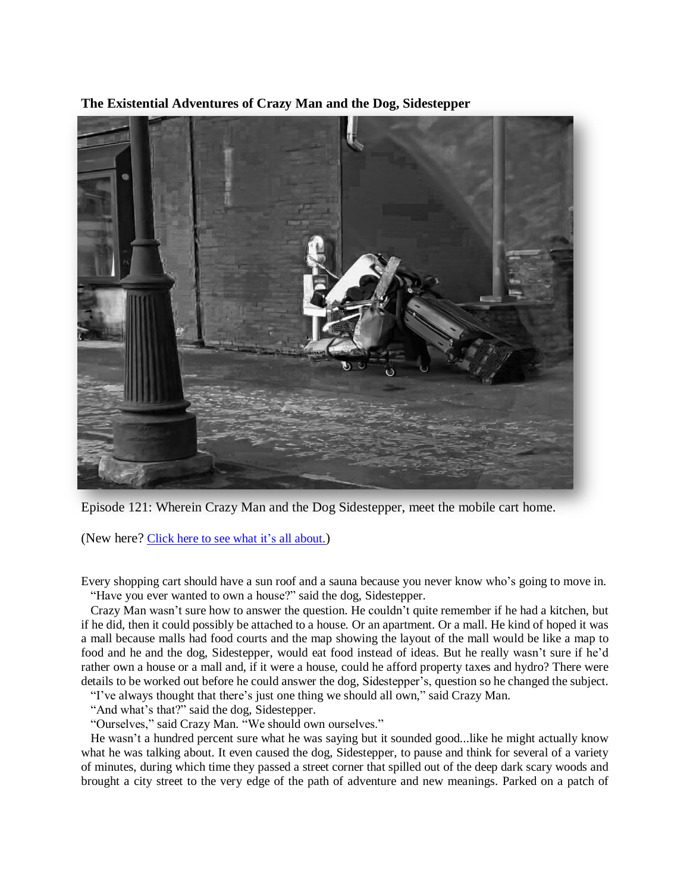**The Existential Adventures of Crazy Man and the Dog, Sidestepper**

Episode 121: Wherein Crazy Man and the Dog Sidestepper, meet the mobile cart home.

(New here? [Click here to see what it's all about.]())

Every shopping cart should have a sun roof and a sauna because you never know who's going to move in.

"Have you ever wanted to own a house?" said the dog, Sidestepper.

Crazy Man wasn't sure how to answer the question. He couldn't quite remember if he had a kitchen, but if he did, then it could possibly be attached to a house. Or an apartment. Or a mall. He kind of hoped it was a mall because malls had food courts and the map showing the layout of the mall would be like a map to food and he and the dog, Sidestepper, would eat food instead of ideas. But he really wasn't sure if he'd rather own a house or a mall and, if it were a house, could he afford property taxes and hydro? There were details to be worked out before he could answer the dog, Sidestepper's, question so he changed the subject.

"I've always thought that there's just one thing we should all own," said Crazy Man.

"And what's that?" said the dog, Sidestepper.

"Ourselves," said Crazy Man. "We should own ourselves."

He wasn't a hundred percent sure what he was saying but it sounded good...like he might actually know what he was talking about. It even caused the dog, Sidestepper, to pause and think for several of a variety of minutes, during which time they passed a street corner that spilled out of the deep dark scary woods and brought a city street to the very edge of the path of adventure and new meanings. Parked on a patch of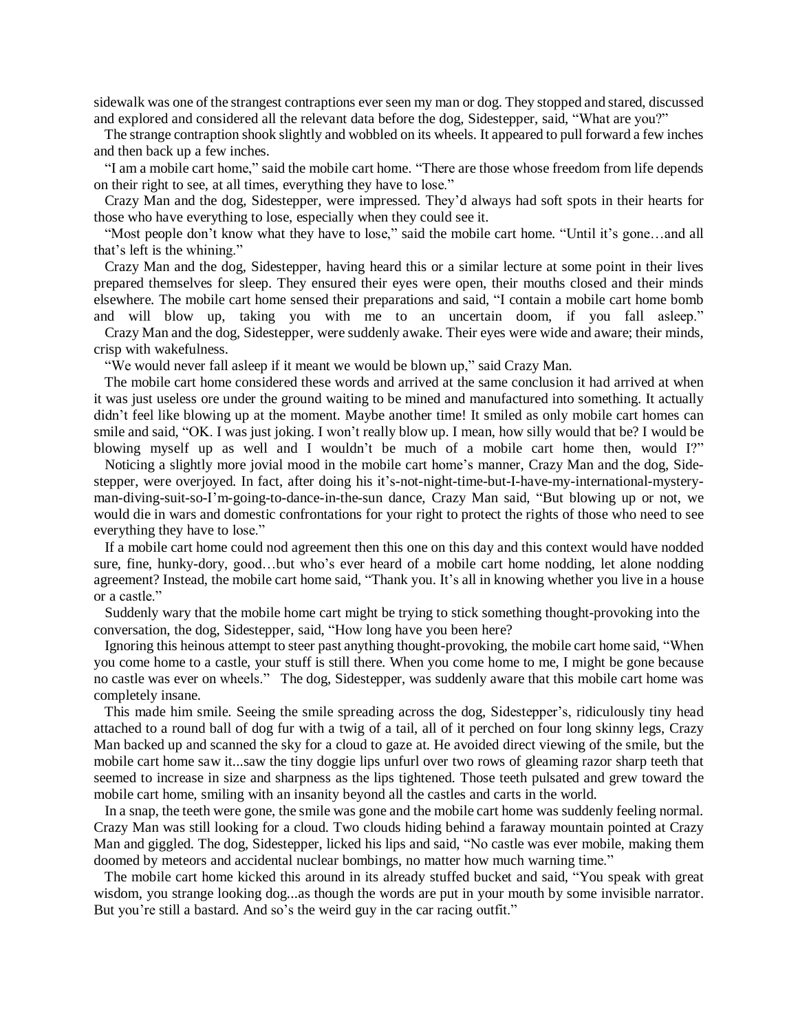sidewalk was one of the strangest contraptions ever seen my man or dog. They stopped and stared, discussed and explored and considered all the relevant data before the dog, Sidestepper, said, "What are you?"

The strange contraption shook slightly and wobbled on its wheels. It appeared to pull forward a few inches and then back up a few inches.

"I am a mobile cart home," said the mobile cart home. "There are those whose freedom from life depends on their right to see, at all times, everything they have to lose."

Crazy Man and the dog, Sidestepper, were impressed. They'd always had soft spots in their hearts for those who have everything to lose, especially when they could see it.

"Most people don't know what they have to lose," said the mobile cart home. "Until it's gone…and all that's left is the whining."

Crazy Man and the dog, Sidestepper, having heard this or a similar lecture at some point in their lives prepared themselves for sleep. They ensured their eyes were open, their mouths closed and their minds elsewhere. The mobile cart home sensed their preparations and said, "I contain a mobile cart home bomb and will blow up, taking you with me to an uncertain doom, if you fall asleep."

Crazy Man and the dog, Sidestepper, were suddenly awake. Their eyes were wide and aware; their minds, crisp with wakefulness.

"We would never fall asleep if it meant we would be blown up," said Crazy Man.

The mobile cart home considered these words and arrived at the same conclusion it had arrived at when it was just useless ore under the ground waiting to be mined and manufactured into something. It actually didn't feel like blowing up at the moment. Maybe another time! It smiled as only mobile cart homes can smile and said, "OK. I was just joking. I won't really blow up. I mean, how silly would that be? I would be blowing myself up as well and I wouldn't be much of a mobile cart home then, would I?"

Noticing a slightly more jovial mood in the mobile cart home's manner, Crazy Man and the dog, Sidestepper, were overjoyed. In fact, after doing his it's-not-night-time-but-I-have-my-international-mystery-man-diving-suit-so-I'm-going-to-dance-in-the-sun dance, Crazy Man said, "But blowing up or not, we would die in wars and domestic confrontations for your right to protect the rights of those who need to see everything they have to lose."

If a mobile cart home could nod agreement then this one on this day and this context would have nodded sure, fine, hunky-dory, good…but who's ever heard of a mobile cart home nodding, let alone nodding agreement? Instead, the mobile cart home said, "Thank you. It's all in knowing whether you live in a house or a castle."

Suddenly wary that the mobile home cart might be trying to stick something thought-provoking into the conversation, the dog, Sidestepper, said, "How long have you been here?

Ignoring this heinous attempt to steer past anything thought-provoking, the mobile cart home said, "When you come home to a castle, your stuff is still there. When you come home to me, I might be gone because no castle was ever on wheels." The dog, Sidestepper, was suddenly aware that this mobile cart home was completely insane.

This made him smile. Seeing the smile spreading across the dog, Sidestepper's, ridiculously tiny head attached to a round ball of dog fur with a twig of a tail, all of it perched on four long skinny legs, Crazy Man backed up and scanned the sky for a cloud to gaze at. He avoided direct viewing of the smile, but the mobile cart home saw it...saw the tiny doggie lips unfurl over two rows of gleaming razor sharp teeth that seemed to increase in size and sharpness as the lips tightened. Those teeth pulsated and grew toward the mobile cart home, smiling with an insanity beyond all the castles and carts in the world.

In a snap, the teeth were gone, the smile was gone and the mobile cart home was suddenly feeling normal. Crazy Man was still looking for a cloud. Two clouds hiding behind a faraway mountain pointed at Crazy Man and giggled. The dog, Sidestepper, licked his lips and said, "No castle was ever mobile, making them doomed by meteors and accidental nuclear bombings, no matter how much warning time."

The mobile cart home kicked this around in its already stuffed bucket and said, "You speak with great wisdom, you strange looking dog...as though the words are put in your mouth by some invisible narrator. But you're still a bastard. And so's the weird guy in the car racing outfit."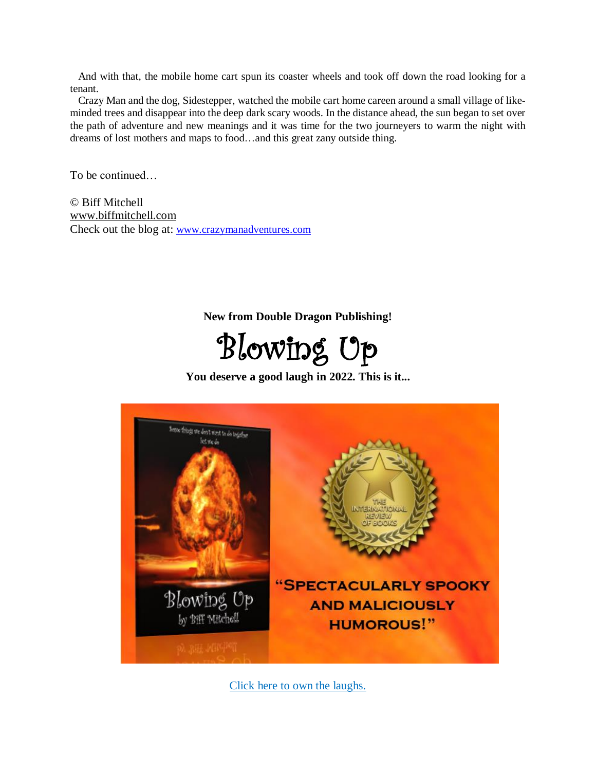And with that, the mobile home cart spun its coaster wheels and took off down the road looking for a tenant.

Crazy Man and the dog, Sidestepper, watched the mobile cart home careen around a small village of like-minded trees and disappear into the deep dark scary woods. In the distance ahead, the sun began to set over the path of adventure and new meanings and it was time for the two journeyers to warm the night with dreams of lost mothers and maps to food…and this great zany outside thing.

To be continued…

© Biff Mitchell
www.biffmitchell.com
Check out the blog at: www.crazymanadventures.com

**New from Double Dragon Publishing!**

# Blowing Up

**You deserve a good laugh in 2022. This is it...**

Click here to own the laughs.